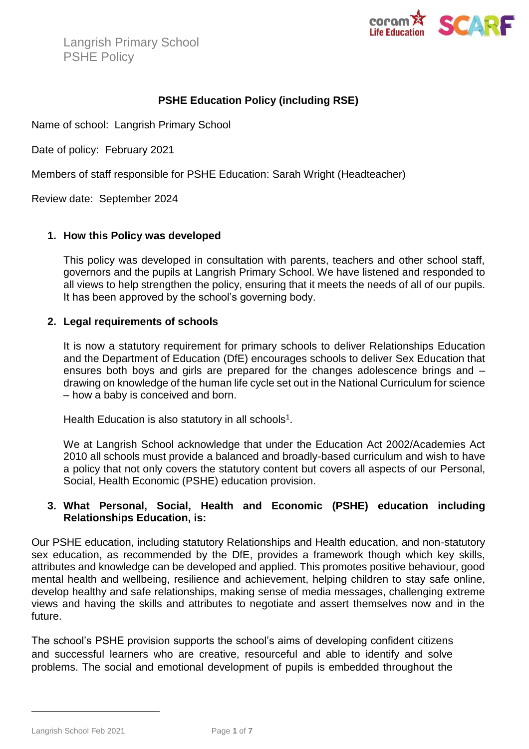Langrish Primary School
PSHE Policy

**PSHE Education Policy (including RSE)**

Name of school: Langrish Primary School

Date of policy: February 2021

Members of staff responsible for PSHE Education: Sarah Wright (Headteacher)

Review date: September 2024

## 1. How this Policy was developed

This policy was developed in consultation with parents, teachers and other school staff, governors and the pupils at Langrish Primary School. We have listened and responded to all views to help strengthen the policy, ensuring that it meets the needs of all of our pupils. It has been approved by the school's governing body.

## 2. Legal requirements of schools

It is now a statutory requirement for primary schools to deliver Relationships Education and the Department of Education (DfE) encourages schools to deliver Sex Education that ensures both boys and girls are prepared for the changes adolescence brings and – drawing on knowledge of the human life cycle set out in the National Curriculum for science – how a baby is conceived and born.

Health Education is also statutory in all schools[1].

We at Langrish School acknowledge that under the Education Act 2002/Academies Act 2010 all schools must provide a balanced and broadly-based curriculum and wish to have a policy that not only covers the statutory content but covers all aspects of our Personal, Social, Health Economic (PSHE) education provision.

## 3. What Personal, Social, Health and Economic (PSHE) education including Relationships Education, is:

Our PSHE education, including statutory Relationships and Health education, and non-statutory sex education, as recommended by the DfE, provides a framework though which key skills, attributes and knowledge can be developed and applied. This promotes positive behaviour, good mental health and wellbeing, resilience and achievement, helping children to stay safe online, develop healthy and safe relationships, making sense of media messages, challenging extreme views and having the skills and attributes to negotiate and assert themselves now and in the future.

The school's PSHE provision supports the school's aims of developing confident citizens and successful learners who are creative, resourceful and able to identify and solve problems. The social and emotional development of pupils is embedded throughout the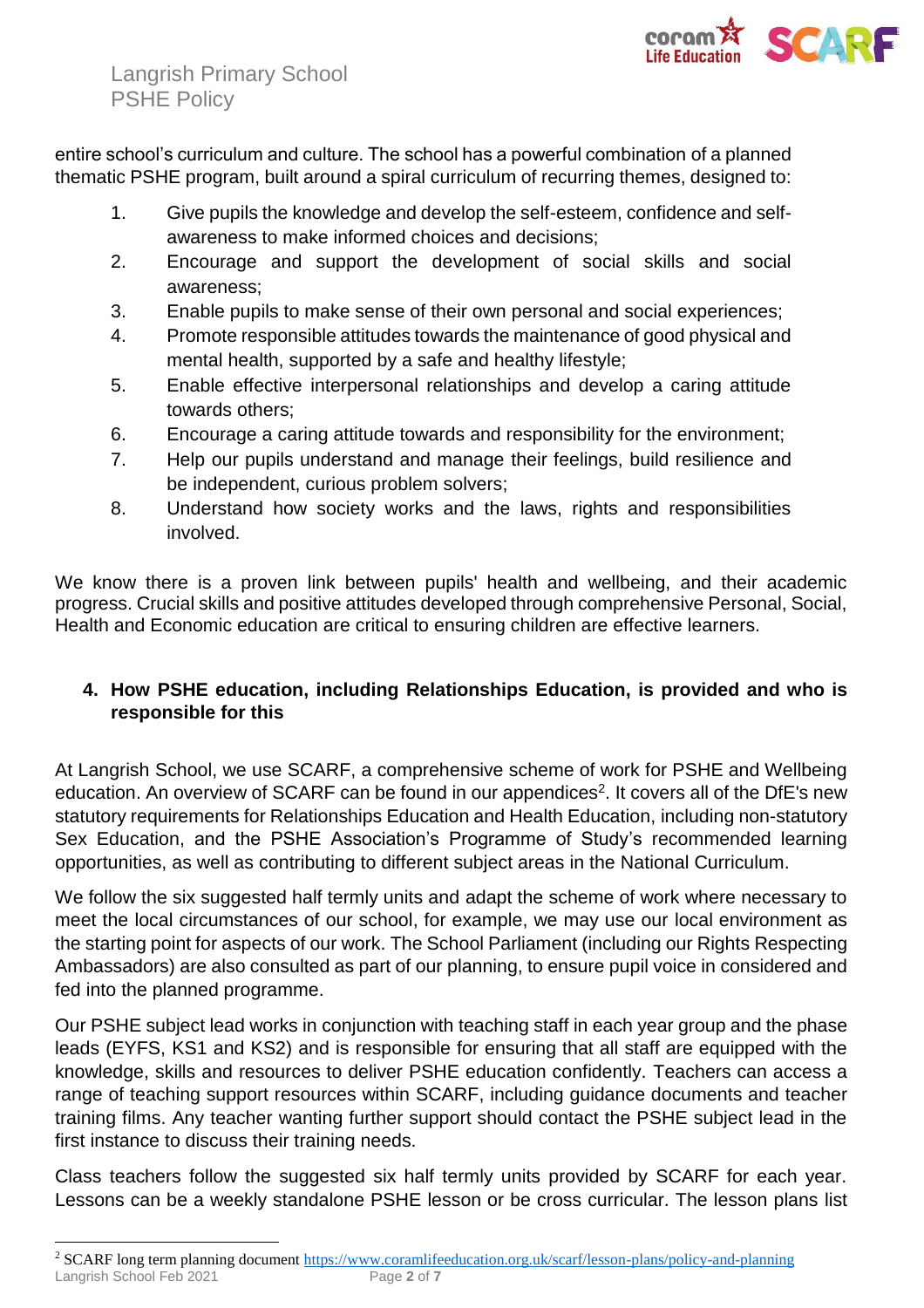entire school's curriculum and culture. The school has a powerful combination of a planned thematic PSHE program, built around a spiral curriculum of recurring themes, designed to:

1. Give pupils the knowledge and develop the self-esteem, confidence and self-awareness to make informed choices and decisions;
2. Encourage and support the development of social skills and social awareness;
3. Enable pupils to make sense of their own personal and social experiences;
4. Promote responsible attitudes towards the maintenance of good physical and mental health, supported by a safe and healthy lifestyle;
5. Enable effective interpersonal relationships and develop a caring attitude towards others;
6. Encourage a caring attitude towards and responsibility for the environment;
7. Help our pupils understand and manage their feelings, build resilience and be independent, curious problem solvers;
8. Understand how society works and the laws, rights and responsibilities involved.

We know there is a proven link between pupils' health and wellbeing, and their academic progress. Crucial skills and positive attitudes developed through comprehensive Personal, Social, Health and Economic education are critical to ensuring children are effective learners.

## 4. How PSHE education, including Relationships Education, is provided and who is responsible for this

At Langrish School, we use SCARF, a comprehensive scheme of work for PSHE and Wellbeing education. An overview of SCARF can be found in our appendices[2]. It covers all of the DfE's new statutory requirements for Relationships Education and Health Education, including non-statutory Sex Education, and the PSHE Association's Programme of Study's recommended learning opportunities, as well as contributing to different subject areas in the National Curriculum.

We follow the six suggested half termly units and adapt the scheme of work where necessary to meet the local circumstances of our school, for example, we may use our local environment as the starting point for aspects of our work. The School Parliament (including our Rights Respecting Ambassadors) are also consulted as part of our planning, to ensure pupil voice in considered and fed into the planned programme.

Our PSHE subject lead works in conjunction with teaching staff in each year group and the phase leads (EYFS, KS1 and KS2) and is responsible for ensuring that all staff are equipped with the knowledge, skills and resources to deliver PSHE education confidently. Teachers can access a range of teaching support resources within SCARF, including guidance documents and teacher training films. Any teacher wanting further support should contact the PSHE subject lead in the first instance to discuss their training needs.

Class teachers follow the suggested six half termly units provided by SCARF for each year. Lessons can be a weekly standalone PSHE lesson or be cross curricular. The lesson plans list

---

[2] SCARF long term planning document https://www.coramlifeeducation.org.uk/scarf/lesson-plans/policy-and-planning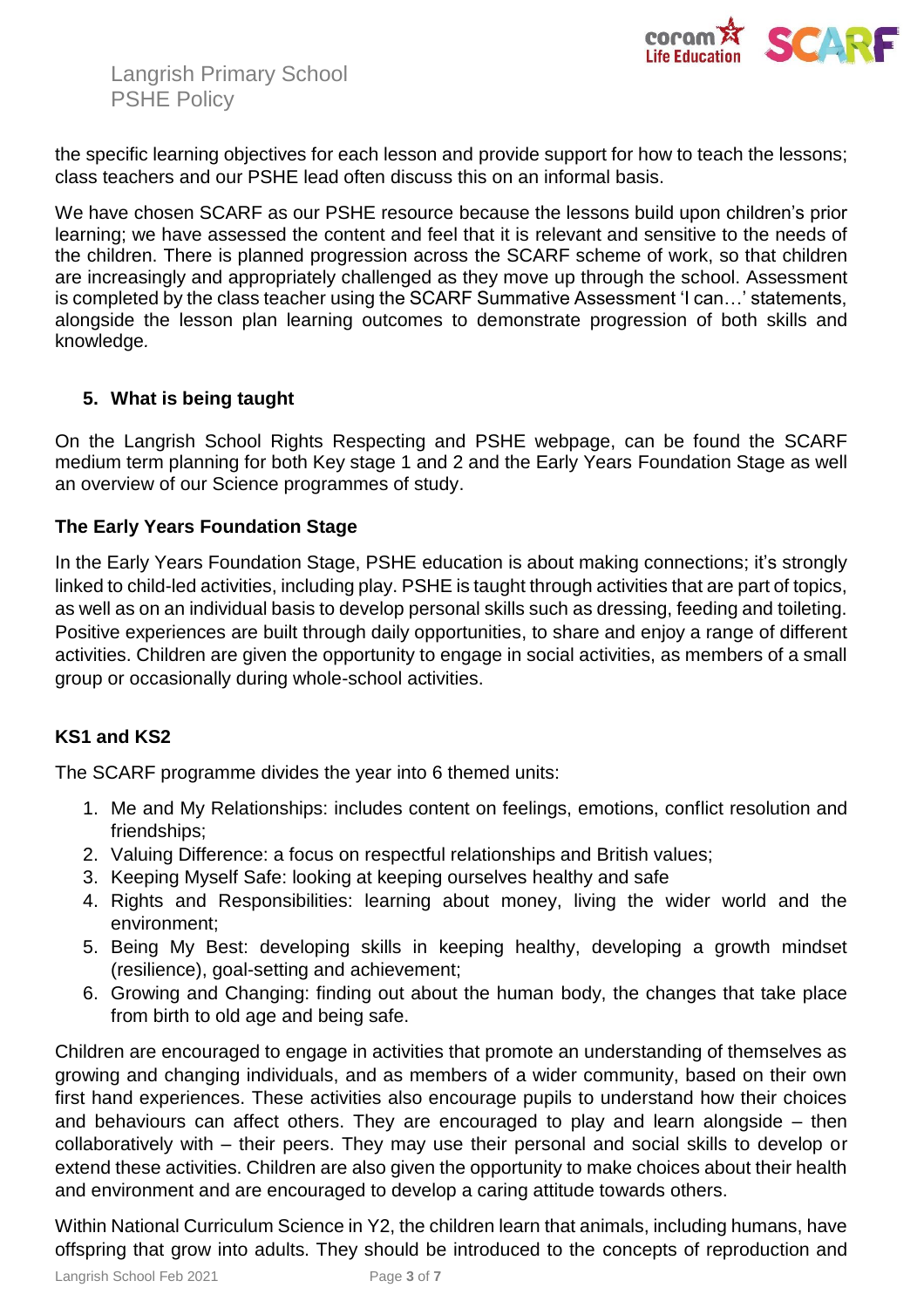the specific learning objectives for each lesson and provide support for how to teach the lessons; class teachers and our PSHE lead often discuss this on an informal basis.

We have chosen SCARF as our PSHE resource because the lessons build upon children's prior learning; we have assessed the content and feel that it is relevant and sensitive to the needs of the children. There is planned progression across the SCARF scheme of work, so that children are increasingly and appropriately challenged as they move up through the school. Assessment is completed by the class teacher using the SCARF Summative Assessment 'I can…' statements, alongside the lesson plan learning outcomes to demonstrate progression of both skills and knowledge.

## 5. What is being taught

On the Langrish School Rights Respecting and PSHE webpage, can be found the SCARF medium term planning for both Key stage 1 and 2 and the Early Years Foundation Stage as well an overview of our Science programmes of study.

### The Early Years Foundation Stage

In the Early Years Foundation Stage, PSHE education is about making connections; it's strongly linked to child-led activities, including play. PSHE is taught through activities that are part of topics, as well as on an individual basis to develop personal skills such as dressing, feeding and toileting. Positive experiences are built through daily opportunities, to share and enjoy a range of different activities. Children are given the opportunity to engage in social activities, as members of a small group or occasionally during whole-school activities.

### KS1 and KS2

The SCARF programme divides the year into 6 themed units:

1. Me and My Relationships: includes content on feelings, emotions, conflict resolution and friendships;
2. Valuing Difference: a focus on respectful relationships and British values;
3. Keeping Myself Safe: looking at keeping ourselves healthy and safe
4. Rights and Responsibilities: learning about money, living the wider world and the environment;
5. Being My Best: developing skills in keeping healthy, developing a growth mindset (resilience), goal-setting and achievement;
6. Growing and Changing: finding out about the human body, the changes that take place from birth to old age and being safe.

Children are encouraged to engage in activities that promote an understanding of themselves as growing and changing individuals, and as members of a wider community, based on their own first hand experiences. These activities also encourage pupils to understand how their choices and behaviours can affect others. They are encouraged to play and learn alongside – then collaboratively with – their peers. They may use their personal and social skills to develop or extend these activities. Children are also given the opportunity to make choices about their health and environment and are encouraged to develop a caring attitude towards others.

Within National Curriculum Science in Y2, the children learn that animals, including humans, have offspring that grow into adults. They should be introduced to the concepts of reproduction and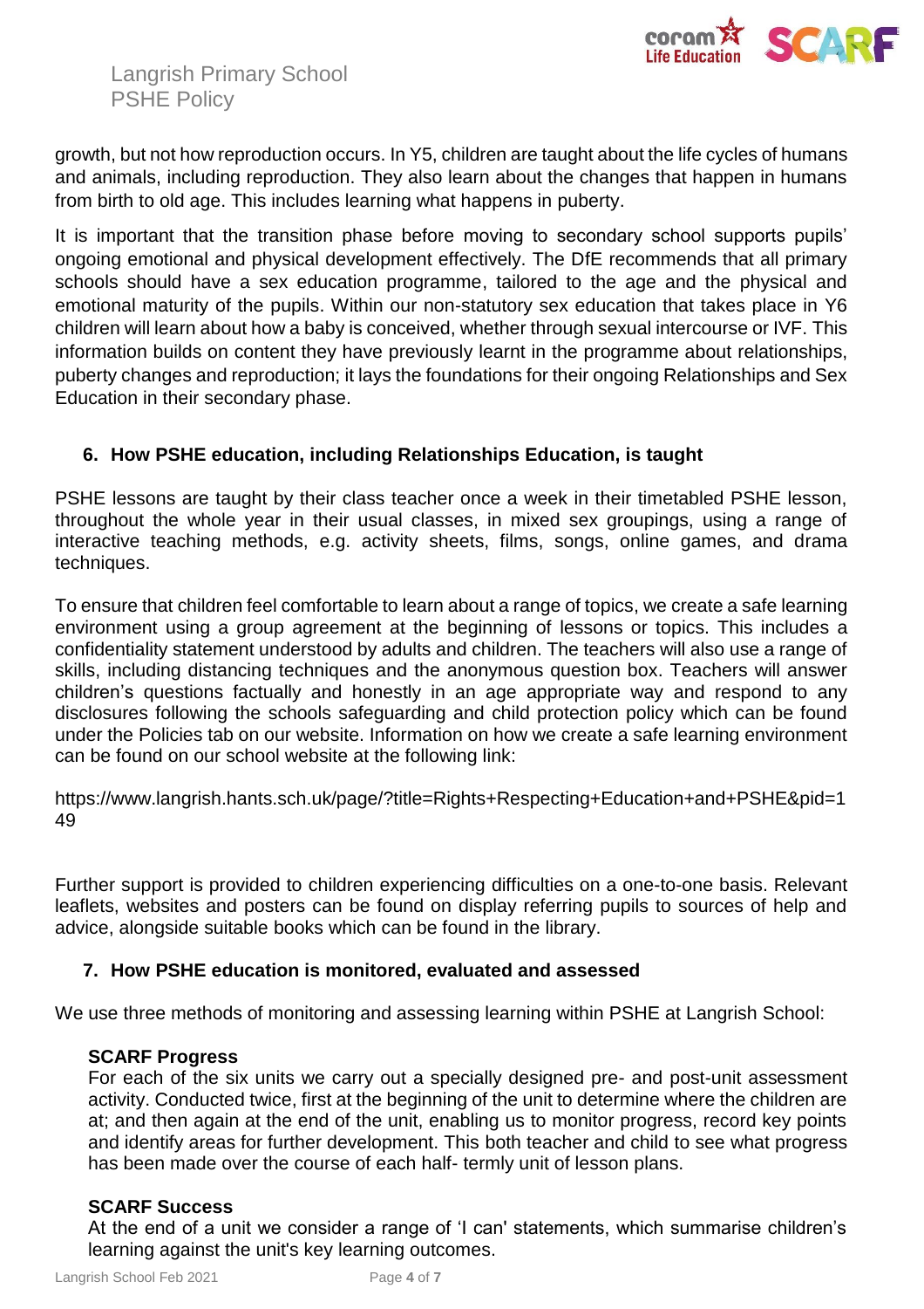growth, but not how reproduction occurs. In Y5, children are taught about the life cycles of humans and animals, including reproduction. They also learn about the changes that happen in humans from birth to old age. This includes learning what happens in puberty.

It is important that the transition phase before moving to secondary school supports pupils' ongoing emotional and physical development effectively. The DfE recommends that all primary schools should have a sex education programme, tailored to the age and the physical and emotional maturity of the pupils. Within our non-statutory sex education that takes place in Y6 children will learn about how a baby is conceived, whether through sexual intercourse or IVF. This information builds on content they have previously learnt in the programme about relationships, puberty changes and reproduction; it lays the foundations for their ongoing Relationships and Sex Education in their secondary phase.

## 6. How PSHE education, including Relationships Education, is taught

PSHE lessons are taught by their class teacher once a week in their timetabled PSHE lesson, throughout the whole year in their usual classes, in mixed sex groupings, using a range of interactive teaching methods, e.g. activity sheets, films, songs, online games, and drama techniques.

To ensure that children feel comfortable to learn about a range of topics, we create a safe learning environment using a group agreement at the beginning of lessons or topics. This includes a confidentiality statement understood by adults and children. The teachers will also use a range of skills, including distancing techniques and the anonymous question box. Teachers will answer children's questions factually and honestly in an age appropriate way and respond to any disclosures following the schools safeguarding and child protection policy which can be found under the Policies tab on our website. Information on how we create a safe learning environment can be found on our school website at the following link:

https://www.langrish.hants.sch.uk/page/?title=Rights+Respecting+Education+and+PSHE&pid=149

Further support is provided to children experiencing difficulties on a one-to-one basis. Relevant leaflets, websites and posters can be found on display referring pupils to sources of help and advice, alongside suitable books which can be found in the library.

## 7. How PSHE education is monitored, evaluated and assessed

We use three methods of monitoring and assessing learning within PSHE at Langrish School:

**SCARF Progress**
For each of the six units we carry out a specially designed pre- and post-unit assessment activity. Conducted twice, first at the beginning of the unit to determine where the children are at; and then again at the end of the unit, enabling us to monitor progress, record key points and identify areas for further development. This both teacher and child to see what progress has been made over the course of each half- termly unit of lesson plans.

**SCARF Success**
At the end of a unit we consider a range of 'I can' statements, which summarise children's learning against the unit's key learning outcomes.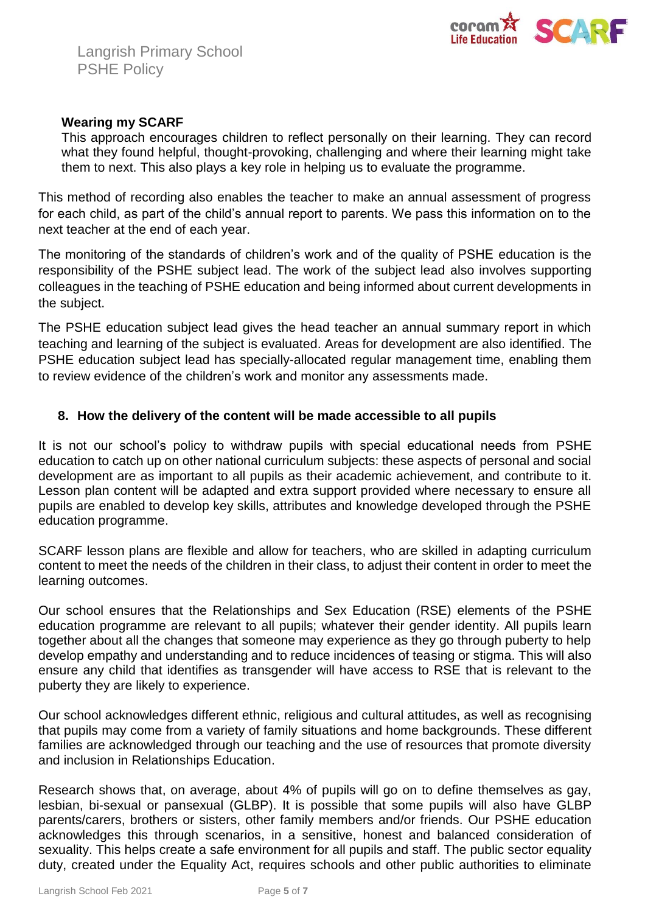**Wearing my SCARF**

This approach encourages children to reflect personally on their learning. They can record what they found helpful, thought-provoking, challenging and where their learning might take them to next. This also plays a key role in helping us to evaluate the programme.

This method of recording also enables the teacher to make an annual assessment of progress for each child, as part of the child's annual report to parents. We pass this information on to the next teacher at the end of each year.

The monitoring of the standards of children's work and of the quality of PSHE education is the responsibility of the PSHE subject lead. The work of the subject lead also involves supporting colleagues in the teaching of PSHE education and being informed about current developments in the subject.

The PSHE education subject lead gives the head teacher an annual summary report in which teaching and learning of the subject is evaluated. Areas for development are also identified. The PSHE education subject lead has specially-allocated regular management time, enabling them to review evidence of the children's work and monitor any assessments made.

## 8. How the delivery of the content will be made accessible to all pupils

It is not our school's policy to withdraw pupils with special educational needs from PSHE education to catch up on other national curriculum subjects: these aspects of personal and social development are as important to all pupils as their academic achievement, and contribute to it. Lesson plan content will be adapted and extra support provided where necessary to ensure all pupils are enabled to develop key skills, attributes and knowledge developed through the PSHE education programme.

SCARF lesson plans are flexible and allow for teachers, who are skilled in adapting curriculum content to meet the needs of the children in their class, to adjust their content in order to meet the learning outcomes.

Our school ensures that the Relationships and Sex Education (RSE) elements of the PSHE education programme are relevant to all pupils; whatever their gender identity. All pupils learn together about all the changes that someone may experience as they go through puberty to help develop empathy and understanding and to reduce incidences of teasing or stigma. This will also ensure any child that identifies as transgender will have access to RSE that is relevant to the puberty they are likely to experience.

Our school acknowledges different ethnic, religious and cultural attitudes, as well as recognising that pupils may come from a variety of family situations and home backgrounds. These different families are acknowledged through our teaching and the use of resources that promote diversity and inclusion in Relationships Education.

Research shows that, on average, about 4% of pupils will go on to define themselves as gay, lesbian, bi-sexual or pansexual (GLBP). It is possible that some pupils will also have GLBP parents/carers, brothers or sisters, other family members and/or friends. Our PSHE education acknowledges this through scenarios, in a sensitive, honest and balanced consideration of sexuality. This helps create a safe environment for all pupils and staff. The public sector equality duty, created under the Equality Act, requires schools and other public authorities to eliminate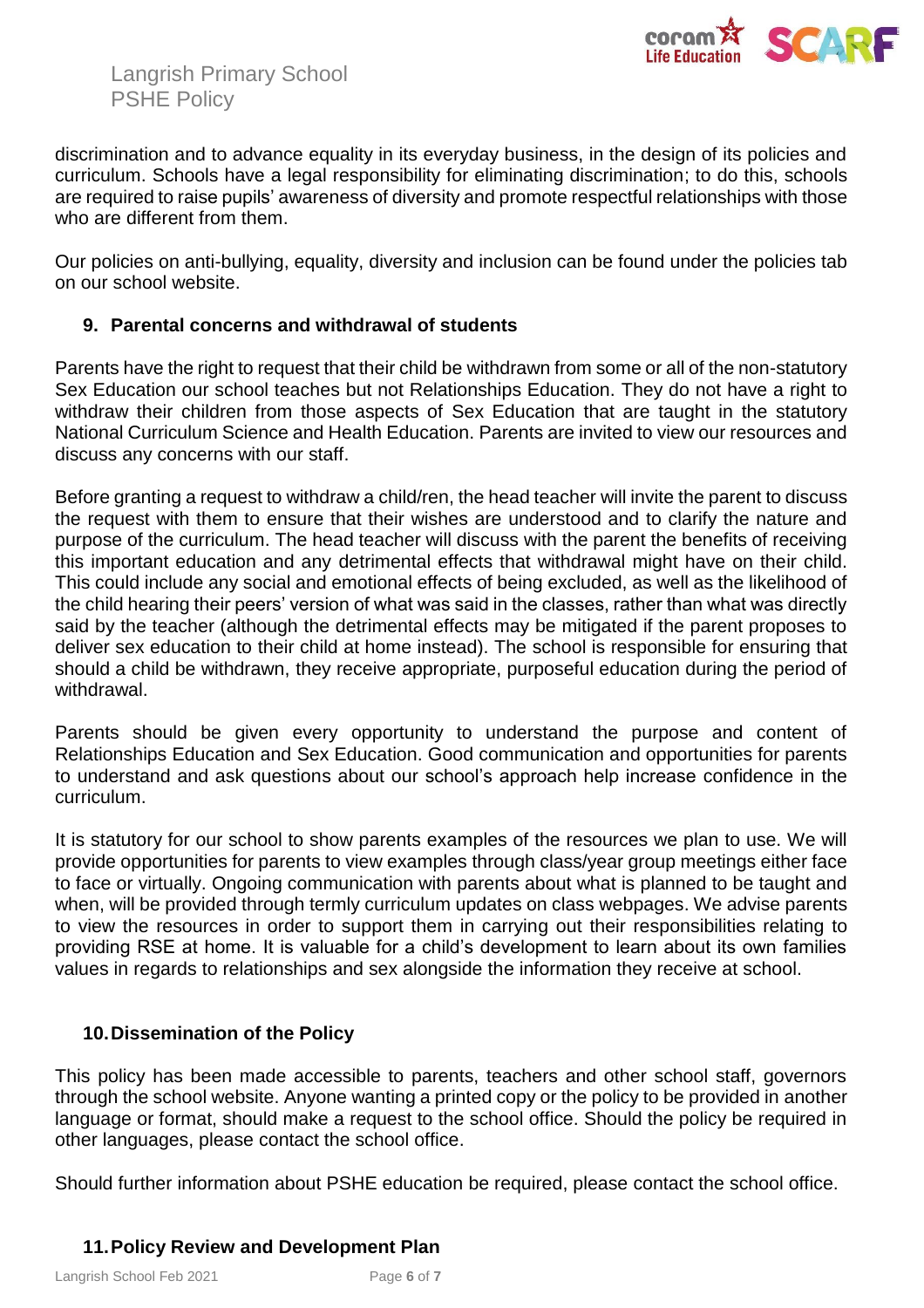discrimination and to advance equality in its everyday business, in the design of its policies and curriculum. Schools have a legal responsibility for eliminating discrimination; to do this, schools are required to raise pupils' awareness of diversity and promote respectful relationships with those who are different from them.

Our policies on anti-bullying, equality, diversity and inclusion can be found under the policies tab on our school website.

## 9. Parental concerns and withdrawal of students

Parents have the right to request that their child be withdrawn from some or all of the non-statutory Sex Education our school teaches but not Relationships Education. They do not have a right to withdraw their children from those aspects of Sex Education that are taught in the statutory National Curriculum Science and Health Education. Parents are invited to view our resources and discuss any concerns with our staff.

Before granting a request to withdraw a child/ren, the head teacher will invite the parent to discuss the request with them to ensure that their wishes are understood and to clarify the nature and purpose of the curriculum. The head teacher will discuss with the parent the benefits of receiving this important education and any detrimental effects that withdrawal might have on their child. This could include any social and emotional effects of being excluded, as well as the likelihood of the child hearing their peers' version of what was said in the classes, rather than what was directly said by the teacher (although the detrimental effects may be mitigated if the parent proposes to deliver sex education to their child at home instead). The school is responsible for ensuring that should a child be withdrawn, they receive appropriate, purposeful education during the period of withdrawal.

Parents should be given every opportunity to understand the purpose and content of Relationships Education and Sex Education. Good communication and opportunities for parents to understand and ask questions about our school's approach help increase confidence in the curriculum.

It is statutory for our school to show parents examples of the resources we plan to use. We will provide opportunities for parents to view examples through class/year group meetings either face to face or virtually. Ongoing communication with parents about what is planned to be taught and when, will be provided through termly curriculum updates on class webpages. We advise parents to view the resources in order to support them in carrying out their responsibilities relating to providing RSE at home. It is valuable for a child's development to learn about its own families values in regards to relationships and sex alongside the information they receive at school.

## 10. Dissemination of the Policy

This policy has been made accessible to parents, teachers and other school staff, governors through the school website. Anyone wanting a printed copy or the policy to be provided in another language or format, should make a request to the school office. Should the policy be required in other languages, please contact the school office.

Should further information about PSHE education be required, please contact the school office.

## 11. Policy Review and Development Plan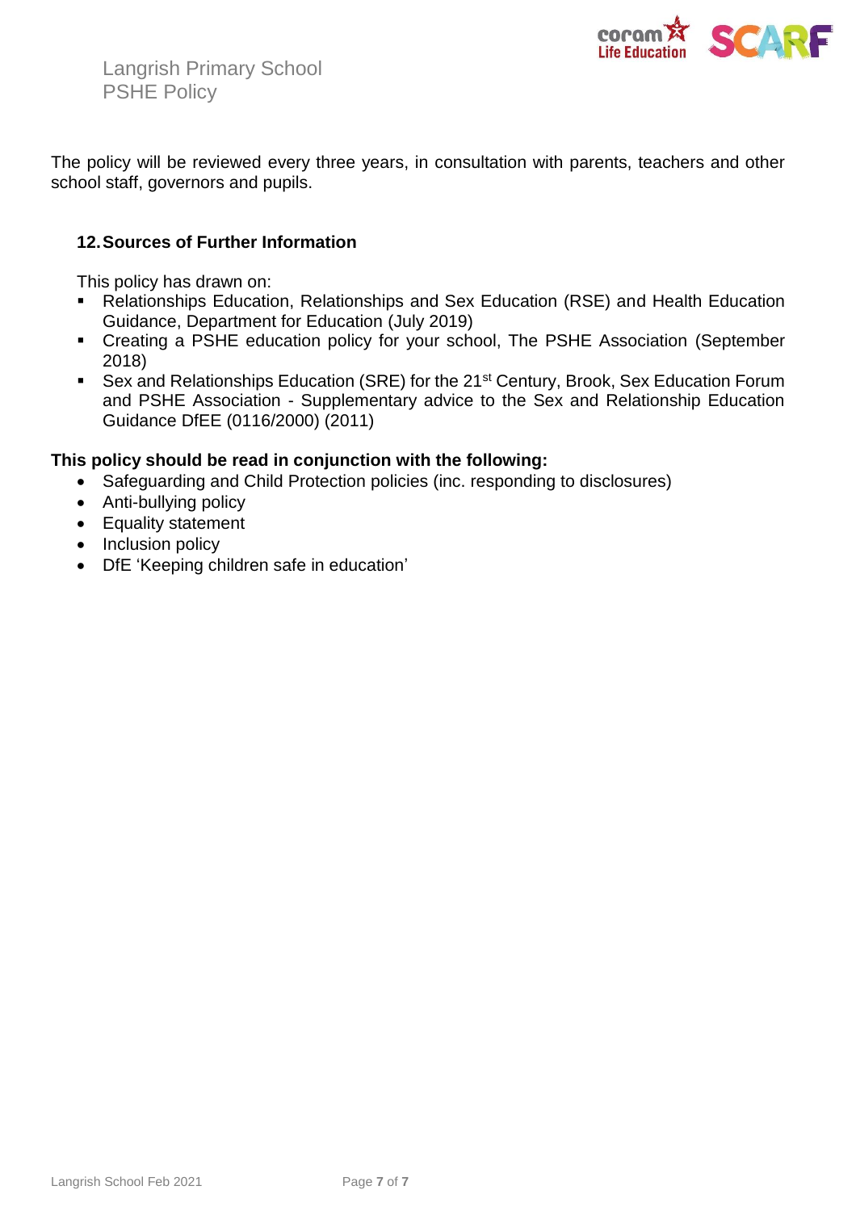The policy will be reviewed every three years, in consultation with parents, teachers and other school staff, governors and pupils.

## 12. Sources of Further Information

This policy has drawn on:

- Relationships Education, Relationships and Sex Education (RSE) and Health Education Guidance, Department for Education (July 2019)
- Creating a PSHE education policy for your school, The PSHE Association (September 2018)
- Sex and Relationships Education (SRE) for the 21st Century, Brook, Sex Education Forum and PSHE Association - Supplementary advice to the Sex and Relationship Education Guidance DfEE (0116/2000) (2011)

**This policy should be read in conjunction with the following:**

- Safeguarding and Child Protection policies (inc. responding to disclosures)
- Anti-bullying policy
- Equality statement
- Inclusion policy
- DfE 'Keeping children safe in education'